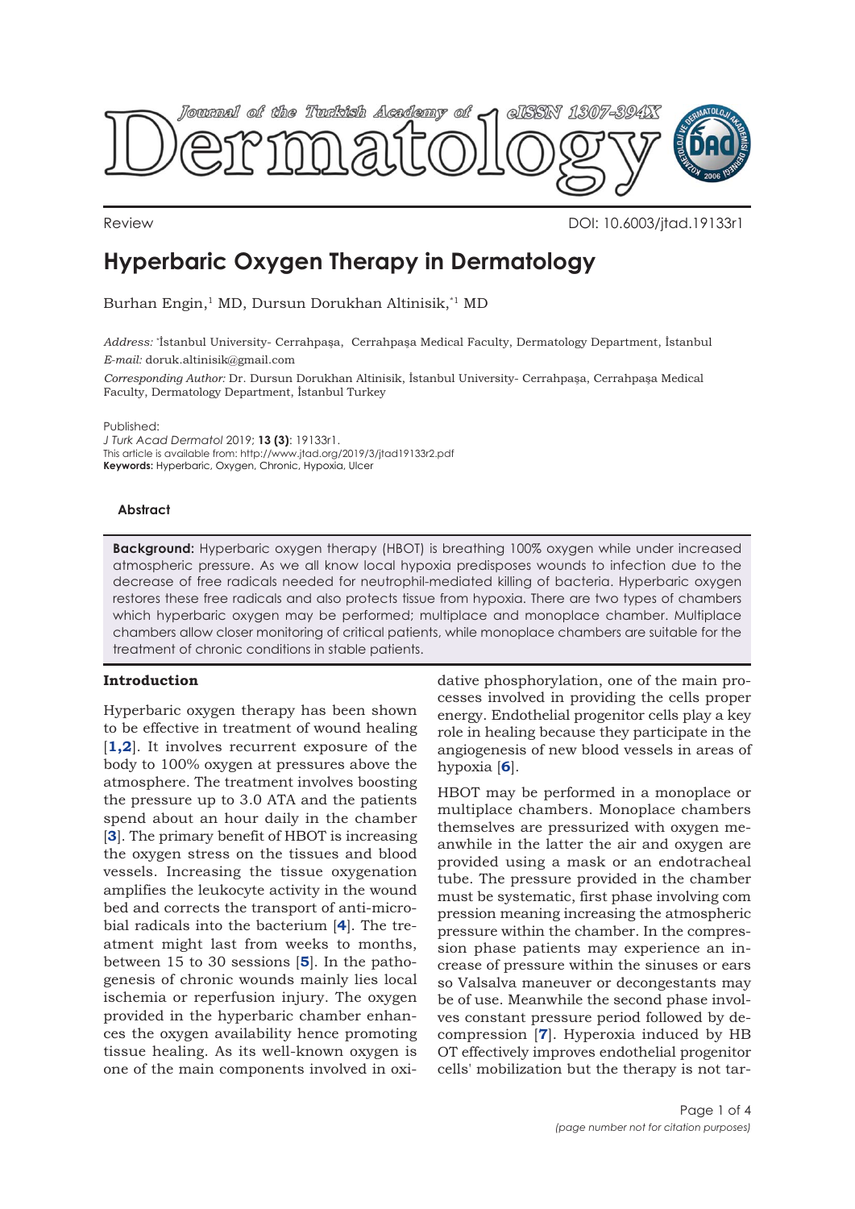Review DOI: 10.6003/jtad.19133r1

# Hyperbaric Oxygen Therapy in Dermatology

Burhan Engin,[1] MD, Dursun Dorukhan Altinisik,[*1] MD

*Address:* [*]İstanbul University- Cerrahpaşa, Cerrahpaşa Medical Faculty, Dermatology Department, İstanbul

*E-mail:* doruk.altinisik@gmail.com

*Corresponding Author:* Dr. Dursun Dorukhan Altinisik, İstanbul University- Cerrahpaşa, Cerrahpaşa Medical Faculty, Dermatology Department, İstanbul Turkey

Published:
*J Turk Acad Dermatol* 2019; **13 (3)**: 19133r1.
This article is available from: http://www.jtad.org/2019/3/jtad19133r2.pdf
**Keywords:** Hyperbaric, Oxygen, Chronic, Hypoxia, Ulcer

## Abstract

**Background:** Hyperbaric oxygen therapy (HBOT) is breathing 100% oxygen while under increased atmospheric pressure. As we all know local hypoxia predisposes wounds to infection due to the decrease of free radicals needed for neutrophil-mediated killing of bacteria. Hyperbaric oxygen restores these free radicals and also protects tissue from hypoxia. There are two types of chambers which hyperbaric oxygen may be performed; multiplace and monoplace chamber. Multiplace chambers allow closer monitoring of critical patients, while monoplace chambers are suitable for the treatment of chronic conditions in stable patients.

## Introduction

Hyperbaric oxygen therapy has been shown to be effective in treatment of wound healing [1,2]. It involves recurrent exposure of the body to 100% oxygen at pressures above the atmosphere. The treatment involves boosting the pressure up to 3.0 ATA and the patients spend about an hour daily in the chamber [3]. The primary benefit of HBOT is increasing the oxygen stress on the tissues and blood vessels. Increasing the tissue oxygenation amplifies the leukocyte activity in the wound bed and corrects the transport of anti-microbial radicals into the bacterium [4]. The treatment might last from weeks to months, between 15 to 30 sessions [5]. In the pathogenesis of chronic wounds mainly lies local ischemia or reperfusion injury. The oxygen provided in the hyperbaric chamber enhances the oxygen availability hence promoting tissue healing. As its well-known oxygen is one of the main components involved in oxidative phosphorylation, one of the main processes involved in providing the cells proper energy. Endothelial progenitor cells play a key role in healing because they participate in the angiogenesis of new blood vessels in areas of hypoxia [6].

HBOT may be performed in a monoplace or multiplace chambers. Monoplace chambers themselves are pressurized with oxygen meanwhile in the latter the air and oxygen are provided using a mask or an endotracheal tube. The pressure provided in the chamber must be systematic, first phase involving compression meaning increasing the atmospheric pressure within the chamber. In the compression phase patients may experience an increase of pressure within the sinuses or ears so Valsalva maneuver or decongestants may be of use. Meanwhile the second phase involves constant pressure period followed by decompression [7]. Hyperoxia induced by HBOT effectively improves endothelial progenitor cells' mobilization but the therapy is not tar-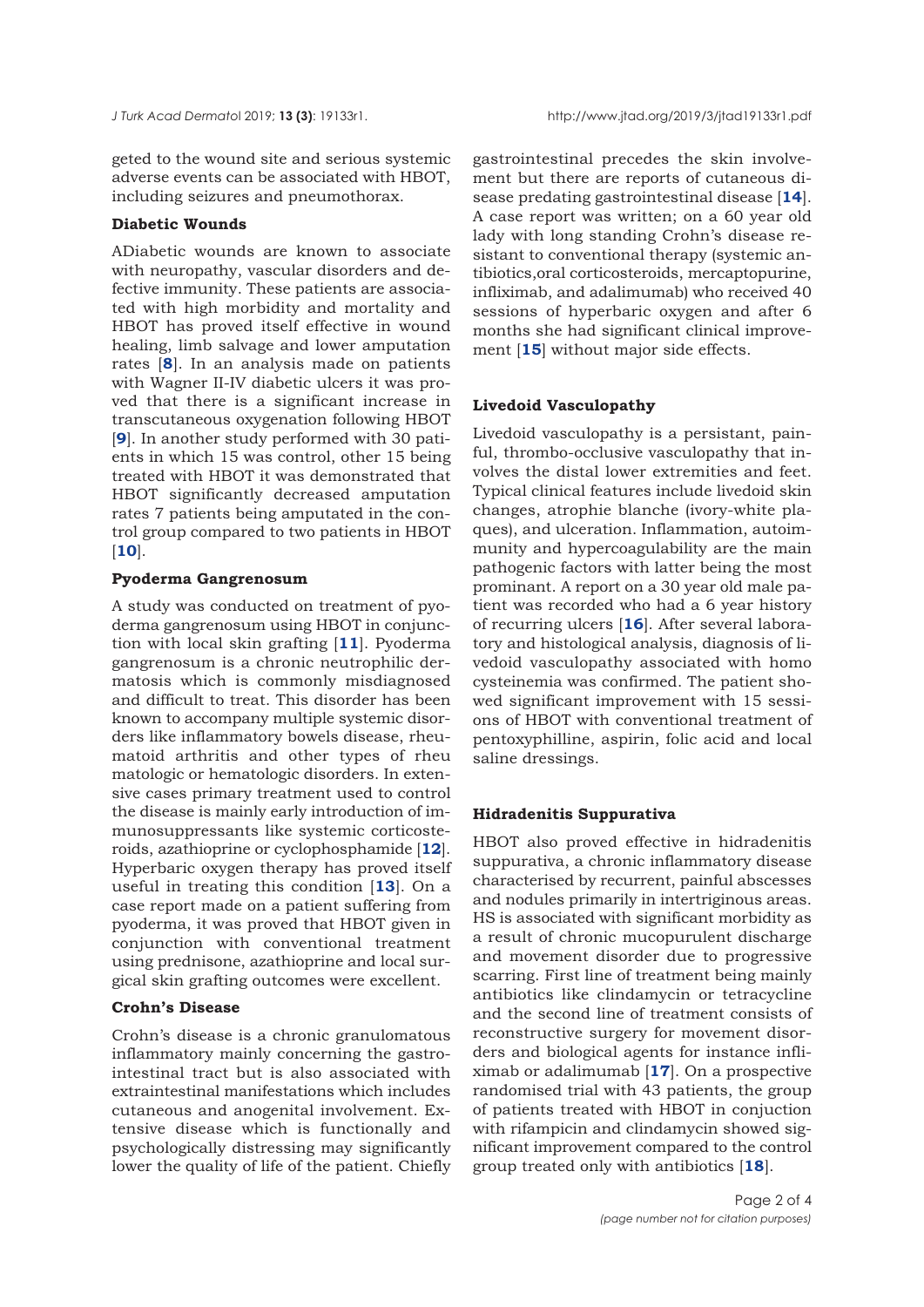geted to the wound site and serious systemic adverse events can be associated with HBOT, including seizures and pneumothorax.

### Diabetic Wounds

ADiabetic wounds are known to associate with neuropathy, vascular disorders and defective immunity. These patients are associated with high morbidity and mortality and HBOT has proved itself effective in wound healing, limb salvage and lower amputation rates [8]. In an analysis made on patients with Wagner II-IV diabetic ulcers it was proved that there is a significant increase in transcutaneous oxygenation following HBOT [9]. In another study performed with 30 patients in which 15 was control, other 15 being treated with HBOT it was demonstrated that HBOT significantly decreased amputation rates 7 patients being amputated in the control group compared to two patients in HBOT [10].

### Pyoderma Gangrenosum

A study was conducted on treatment of pyoderma gangrenosum using HBOT in conjunction with local skin grafting [11]. Pyoderma gangrenosum is a chronic neutrophilic dermatosis which is commonly misdiagnosed and difficult to treat. This disorder has been known to accompany multiple systemic disorders like inflammatory bowels disease, rheumatoid arthritis and other types of rheu matologic or hematologic disorders. In extensive cases primary treatment used to control the disease is mainly early introduction of immunosuppressants like systemic corticosteroids, azathioprine or cyclophosphamide [12]. Hyperbaric oxygen therapy has proved itself useful in treating this condition [13]. On a case report made on a patient suffering from pyoderma, it was proved that HBOT given in conjunction with conventional treatment using prednisone, azathioprine and local surgical skin grafting outcomes were excellent.

### Crohn's Disease

Crohn's disease is a chronic granulomatous inflammatory mainly concerning the gastrointestinal tract but is also associated with extraintestinal manifestations which includes cutaneous and anogenital involvement. Extensive disease which is functionally and psychologically distressing may significantly lower the quality of life of the patient. Chiefly gastrointestinal precedes the skin involvement but there are reports of cutaneous disease predating gastrointestinal disease [14]. A case report was written; on a 60 year old lady with long standing Crohn's disease resistant to conventional therapy (systemic antibiotics,oral corticosteroids, mercaptopurine, infliximab, and adalimumab) who received 40 sessions of hyperbaric oxygen and after 6 months she had significant clinical improvement [15] without major side effects.

### Livedoid Vasculopathy

Livedoid vasculopathy is a persistant, painful, thrombo-occlusive vasculopathy that involves the distal lower extremities and feet. Typical clinical features include livedoid skin changes, atrophie blanche (ivory-white plaques), and ulceration. Inflammation, autoimmunity and hypercoagulability are the main pathogenic factors with latter being the most prominant. A report on a 30 year old male patient was recorded who had a 6 year history of recurring ulcers [16]. After several laboratory and histological analysis, diagnosis of livedoid vasculopathy associated with homo cysteinemia was confirmed. The patient showed significant improvement with 15 sessions of HBOT with conventional treatment of pentoxyphilline, aspirin, folic acid and local saline dressings.

### Hidradenitis Suppurativa

HBOT also proved effective in hidradenitis suppurativa, a chronic inflammatory disease characterised by recurrent, painful abscesses and nodules primarily in intertriginous areas. HS is associated with significant morbidity as a result of chronic mucopurulent discharge and movement disorder due to progressive scarring. First line of treatment being mainly antibiotics like clindamycin or tetracycline and the second line of treatment consists of reconstructive surgery for movement disorders and biological agents for instance infliximab or adalimumab [17]. On a prospective randomised trial with 43 patients, the group of patients treated with HBOT in conjuction with rifampicin and clindamycin showed significant improvement compared to the control group treated only with antibiotics [18].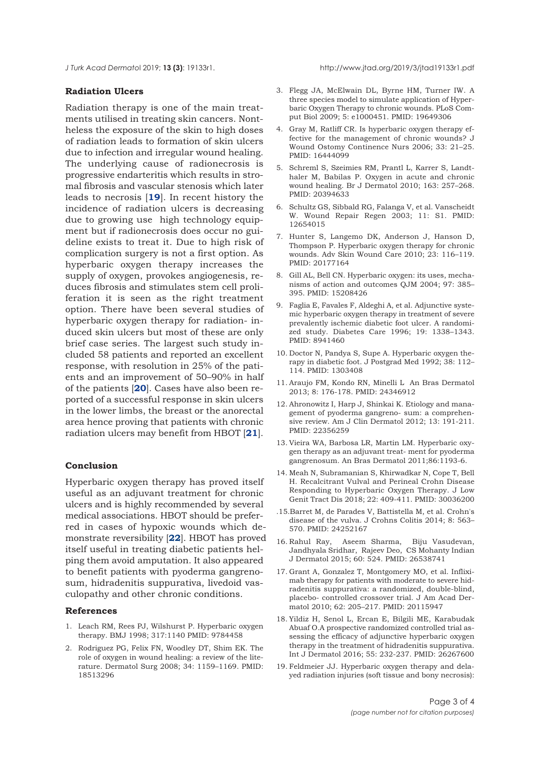## Radiation Ulcers

Radiation therapy is one of the main treatments utilised in treating skin cancers. Nontheless the exposure of the skin to high doses of radiation leads to formation of skin ulcers due to infection and irregular wound healing. The underlying cause of radionecrosis is progressive endarteritis which results in stromal fibrosis and vascular stenosis which later leads to necrosis [**19**]. In recent history the incidence of radiation ulcers is decreasing due to growing use high technology equipment but if radionecrosis does occur no guideline exists to treat it. Due to high risk of complication surgery is not a first option. As hyperbaric oxygen therapy increases the supply of oxygen, provokes angiogenesis, reduces fibrosis and stimulates stem cell proliferation it is seen as the right treatment option. There have been several studies of hyperbaric oxygen therapy for radiation- induced skin ulcers but most of these are only brief case series. The largest such study included 58 patients and reported an excellent response, with resolution in 25% of the patients and an improvement of 50–90% in half of the patients [**20**]. Cases have also been reported of a successful response in skin ulcers in the lower limbs, the breast or the anorectal area hence proving that patients with chronic radiation ulcers may benefit from HBOT [**21**].

## Conclusion

Hyperbaric oxygen therapy has proved itself useful as an adjuvant treatment for chronic ulcers and is highly recommended by several medical associations. HBOT should be preferred in cases of hypoxic wounds which demonstrate reversibility [**22**]. HBOT has proved itself useful in treating diabetic patients helping them avoid amputation. It also appeared to benefit patients with pyoderma gangrenosum, hidradenitis suppurativa, livedoid vasculopathy and other chronic conditions.

## References

1. Leach RM, Rees PJ, Wilshurst P. Hyperbaric oxygen therapy. BMJ 1998; 317:1140 PMID: 9784458
2. Rodriguez PG, Felix FN, Woodley DT, Shim EK. The role of oxygen in wound healing: a review of the literature. Dermatol Surg 2008; 34: 1159–1169. PMID: 18513296
3. Flegg JA, McElwain DL, Byrne HM, Turner IW. A three species model to simulate application of Hyperbaric Oxygen Therapy to chronic wounds. PLoS Comput Biol 2009; 5: e1000451. PMID: 19649306
4. Gray M, Ratliff CR. Is hyperbaric oxygen therapy effective for the management of chronic wounds? J Wound Ostomy Continence Nurs 2006; 33: 21–25. PMID: 16444099
5. Schreml S, Szeimies RM, Prantl L, Karrer S, Landthaler M, Babilas P. Oxygen in acute and chronic wound healing. Br J Dermatol 2010; 163: 257–268. PMID: 20394633
6. Schultz GS, Sibbald RG, Falanga V, et al. Vanscheidt W. Wound Repair Regen 2003; 11: S1. PMID: 12654015
7. Hunter S, Langemo DK, Anderson J, Hanson D, Thompson P. Hyperbaric oxygen therapy for chronic wounds. Adv Skin Wound Care 2010; 23: 116–119. PMID: 20177164
8. Gill AL, Bell CN. Hyperbaric oxygen: its uses, mechanisms of action and outcomes QJM 2004; 97: 385–395. PMID: 15208426
9. Faglia E, Favales F, Aldeghi A, et al. Adjunctive systemic hyperbaric oxygen therapy in treatment of severe prevalently ischemic diabetic foot ulcer. A randomized study. Diabetes Care 1996; 19: 1338–1343. PMID: 8941460
10. Doctor N, Pandya S, Supe A. Hyperbaric oxygen therapy in diabetic foot. J Postgrad Med 1992; 38: 112–114. PMID: 1303408
11. Araujo FM, Kondo RN, Minelli L An Bras Dermatol 2013; 8: 176-178. PMID: 24346912
12. Ahronowitz I, Harp J, Shinkai K. Etiology and management of pyoderma gangreno- sum: a comprehensive review. Am J Clin Dermatol 2012; 13: 191-211. PMID: 22356259
13. Vieira WA, Barbosa LR, Martin LM. Hyperbaric oxygen therapy as an adjuvant treat- ment for pyoderma gangrenosum. An Bras Dermatol 2011;86:1193-6.
14. Meah N, Subramanian S, Khirwadkar N, Cope T, Bell H. Recalcitrant Vulval and Perineal Crohn Disease Responding to Hyperbaric Oxygen Therapy. J Low Genit Tract Dis 2018; 22: 409-411. PMID: 30036200
15. Barret M, de Parades V, Battistella M, et al. Crohn's disease of the vulva. J Crohns Colitis 2014; 8: 563–570. PMID: 24252167
16. Rahul Ray, Aseem Sharma, Biju Vasudevan, Jandhyala Sridhar, Rajeev Deo, CS Mohanty Indian J Dermatol 2015; 60: 524. PMID: 26538741
17. Grant A, Gonzalez T, Montgomery MO, et al. Infliximab therapy for patients with moderate to severe hidradenitis suppurativa: a randomized, double-blind, placebo- controlled crossover trial. J Am Acad Dermatol 2010; 62: 205–217. PMID: 20115947
18. Yildiz H, Senol L, Ercan E, Bilgili ME, Karabudak Abuaf O.A prospective randomized controlled trial assessing the efficacy of adjunctive hyperbaric oxygen therapy in the treatment of hidradenitis suppurativa. Int J Dermatol 2016; 55: 232-237. PMID: 26267600
19. Feldmeier JJ. Hyperbaric oxygen therapy and delayed radiation injuries (soft tissue and bony necrosis):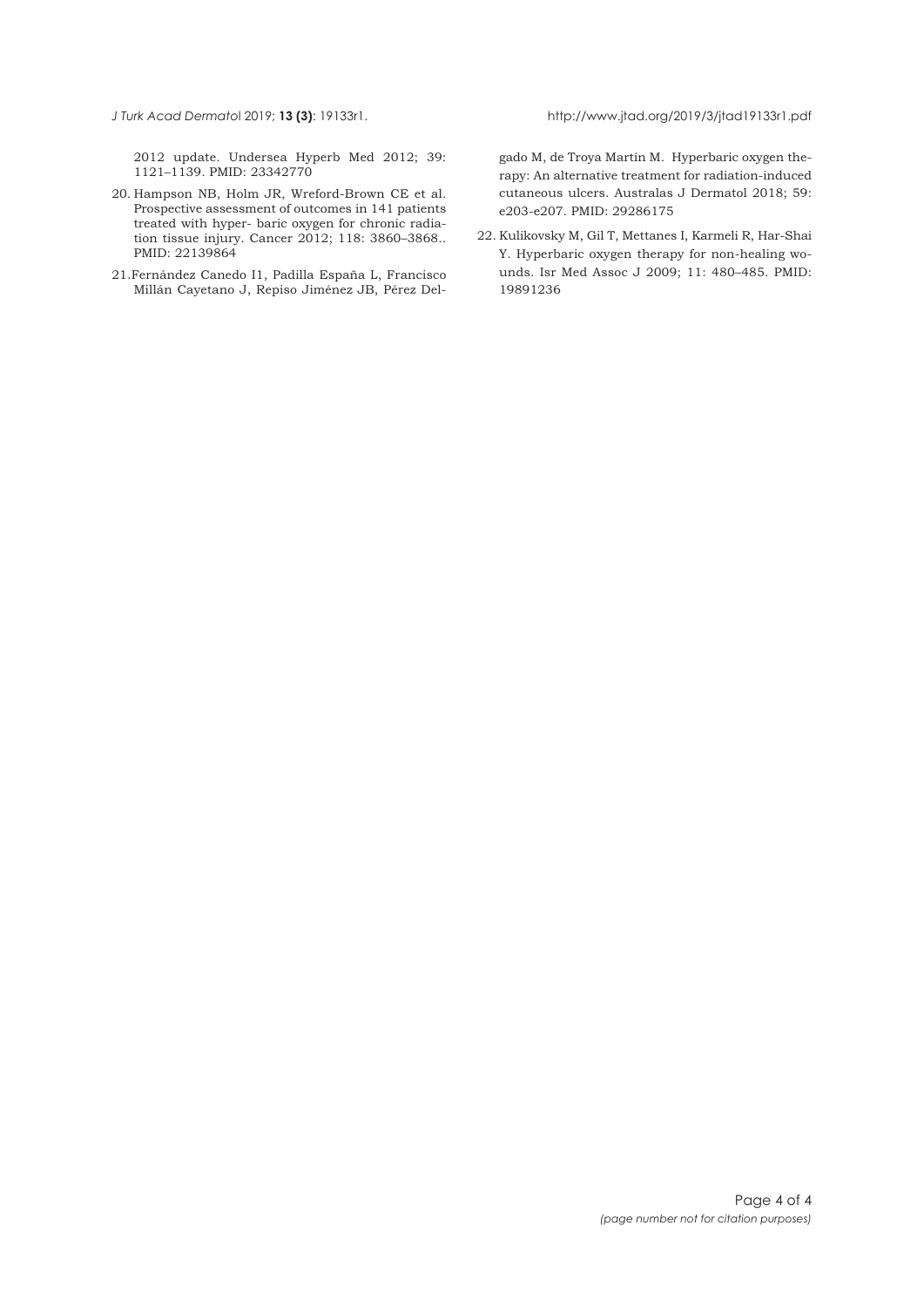2012 update. Undersea Hyperb Med 2012; 39: 1121–1139. PMID: 23342770

20. Hampson NB, Holm JR, Wreford-Brown CE et al. Prospective assessment of outcomes in 141 patients treated with hyper- baric oxygen for chronic radiation tissue injury. Cancer 2012; 118: 3860–3868.. PMID: 22139864

21. Fernández Canedo I1, Padilla España L, Francisco Millán Cayetano J, Repiso Jiménez JB, Pérez Delgado M, de Troya Martín M. Hyperbaric oxygen therapy: An alternative treatment for radiation-induced cutaneous ulcers. Australas J Dermatol 2018; 59: e203-e207. PMID: 29286175

22. Kulikovsky M, Gil T, Mettanes I, Karmeli R, Har-Shai Y. Hyperbaric oxygen therapy for non-healing wounds. Isr Med Assoc J 2009; 11: 480–485. PMID: 19891236